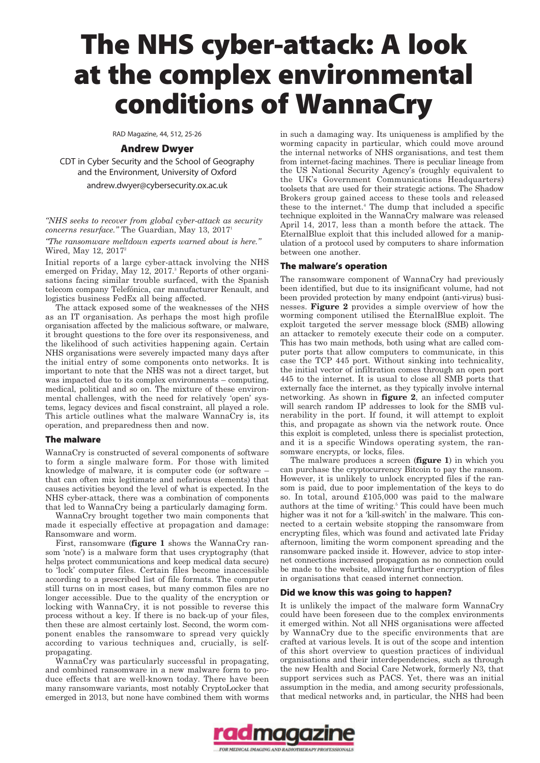# The NHS cyber-attack: A look at the complex environmental conditions of WannaCry

RAD Magazine, 44, 512, 25-26

**Andrew Dwyer**

CDT in Cyber Security and the School of Geography and the Environment, University of Oxford

andrew.dwyer@cybersecurity.ox.ac.uk

*"NHS seeks to recover from global cyber-attack as security concerns resurface."* The Guardian, May 13, 2017[1]

*"The ransomware meltdown experts warned about is here."* Wired, May 12, 2017[2]

Initial reports of a large cyber-attack involving the NHS emerged on Friday, May 12, 2017.[3] Reports of other organisations facing similar trouble surfaced, with the Spanish telecom company Telefónica, car manufacturer Renault, and logistics business FedEx all being affected.

The attack exposed some of the weaknesses of the NHS as an IT organisation. As perhaps the most high profile organisation affected by the malicious software, or malware, it brought questions to the fore over its responsiveness, and the likelihood of such activities happening again. Certain NHS organisations were severely impacted many days after the initial entry of some components onto networks. It is important to note that the NHS was not a direct target, but was impacted due to its complex environments – computing, medical, political and so on. The mixture of these environmental challenges, with the need for relatively 'open' systems, legacy devices and fiscal constraint, all played a role. This article outlines what the malware WannaCry is, its operation, and preparedness then and now.

## The malware

WannaCry is constructed of several components of software to form a single malware form. For those with limited knowledge of malware, it is computer code (or software – that can often mix legitimate and nefarious elements) that causes activities beyond the level of what is expected. In the NHS cyber-attack, there was a combination of components that led to WannaCry being a particularly damaging form.

WannaCry brought together two main components that made it especially effective at propagation and damage: Ransomware and worm.

First, ransomware (**figure 1** shows the WannaCry ransom 'note') is a malware form that uses cryptography (that helps protect communications and keep medical data secure) to 'lock' computer files. Certain files become inaccessible according to a prescribed list of file formats. The computer still turns on in most cases, but many common files are no longer accessible. Due to the quality of the encryption or locking with WannaCry, it is not possible to reverse this process without a key. If there is no back-up of your files, then these are almost certainly lost. Second, the worm component enables the ransomware to spread very quickly according to various techniques and, crucially, is self-propagating.

WannaCry was particularly successful in propagating, and combined ransomware in a new malware form to produce effects that are well-known today. There have been many ransomware variants, most notably CryptoLocker that emerged in 2013, but none have combined them with worms in such a damaging way. Its uniqueness is amplified by the worming capacity in particular, which could move around the internal networks of NHS organisations, and test them from internet-facing machines. There is peculiar lineage from the US National Security Agency's (roughly equivalent to the UK's Government Communications Headquarters) toolsets that are used for their strategic actions. The Shadow Brokers group gained access to these tools and released these to the internet.[4] The dump that included a specific technique exploited in the WannaCry malware was released April 14, 2017, less than a month before the attack. The EternalBlue exploit that this included allowed for a manipulation of a protocol used by computers to share information between one another.

## The malware's operation

The ransomware component of WannaCry had previously been identified, but due to its insignificant volume, had not been provided protection by many endpoint (anti-virus) businesses. **Figure 2** provides a simple overview of how the worming component utilised the EternalBlue exploit. The exploit targeted the server message block (SMB) allowing an attacker to remotely execute their code on a computer. This has two main methods, both using what are called computer ports that allow computers to communicate, in this case the TCP 445 port. Without sinking into technicality, the initial vector of infiltration comes through an open port 445 to the internet. It is usual to close all SMB ports that externally face the internet, as they typically involve internal networking. As shown in **figure 2**, an infected computer will search random IP addresses to look for the SMB vulnerability in the port. If found, it will attempt to exploit this, and propagate as shown via the network route. Once this exploit is completed, unless there is specialist protection, and it is a specific Windows operating system, the ransomware encrypts, or locks, files.

The malware produces a screen (**figure 1**) in which you can purchase the cryptocurrency Bitcoin to pay the ransom. However, it is unlikely to unlock encrypted files if the ransom is paid, due to poor implementation of the keys to do so. In total, around £105,000 was paid to the malware authors at the time of writing.[5] This could have been much higher was it not for a 'kill-switch' in the malware. This connected to a certain website stopping the ransomware from encrypting files, which was found and activated late Friday afternoon, limiting the worm component spreading and the ransomware packed inside it. However, advice to stop internet connections increased propagation as no connection could be made to the website, allowing further encryption of files in organisations that ceased internet connection.

## Did we know this was going to happen?

It is unlikely the impact of the malware form WannaCry could have been foreseen due to the complex environments it emerged within. Not all NHS organisations were affected by WannaCry due to the specific environments that are crafted at various levels. It is out of the scope and intention of this short overview to question practices of individual organisations and their interdependencies, such as through the new Health and Social Care Network, formerly N3, that support services such as PACS. Yet, there was an initial assumption in the media, and among security professionals, that medical networks and, in particular, the NHS had been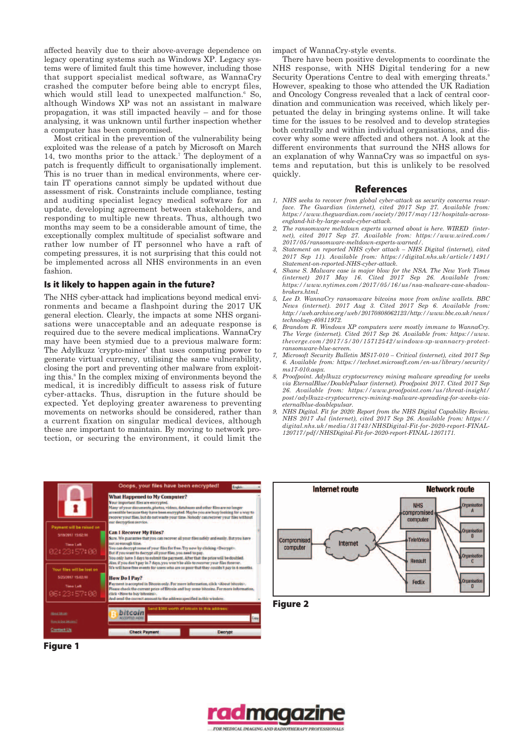affected heavily due to their above-average dependence on legacy operating systems such as Windows XP. Legacy systems were of limited fault this time however, including those that support specialist medical software, as WannaCry crashed the computer before being able to encrypt files, which would still lead to unexpected malfunction.[6] So, although Windows XP was not an assistant in malware propagation, it was still impacted heavily – and for those analysing, it was unknown until further inspection whether a computer has been compromised.

Most critical in the prevention of the vulnerability being exploited was the release of a patch by Microsoft on March 14, two months prior to the attack.[7] The deployment of a patch is frequently difficult to organisationally implement. This is no truer than in medical environments, where certain IT operations cannot simply be updated without due assessment of risk. Constraints include compliance, testing and auditing specialist legacy medical software for an update, developing agreement between stakeholders, and responding to multiple new threats. Thus, although two months may seem to be a considerable amount of time, the exceptionally complex multitude of specialist software and rather low number of IT personnel who have a raft of competing pressures, it is not surprising that this could not be implemented across all NHS environments in an even fashion.

### Is it likely to happen again in the future?

The NHS cyber-attack had implications beyond medical environments and became a flashpoint during the 2017 UK general election. Clearly, the impacts at some NHS organisations were unacceptable and an adequate response is required due to the severe medical implications. WannaCry may have been stymied due to a previous malware form: The Adylkuzz 'crypto-miner' that uses computing power to generate virtual currency, utilising the same vulnerability, closing the port and preventing other malware from exploiting this.[8] In the complex mixing of environments beyond the medical, it is incredibly difficult to assess risk of future cyber-attacks. Thus, disruption in the future should be expected. Yet deploying greater awareness to preventing movements on networks should be considered, rather than a current fixation on singular medical devices, although these are important to maintain. By moving to network protection, or securing the environment, it could limit the impact of WannaCry-style events.

There have been positive developments to coordinate the NHS response, with NHS Digital tendering for a new Security Operations Centre to deal with emerging threats.[9] However, speaking to those who attended the UK Radiation and Oncology Congress revealed that a lack of central coordination and communication was received, which likely perpetuated the delay in bringing systems online. It will take time for the issues to be resolved and to develop strategies both centrally and within individual organisations, and discover why some were affected and others not. A look at the different environments that surround the NHS allows for an explanation of why WannaCry was so impactful on systems and reputation, but this is unlikely to be resolved quickly.

## References

1. *NHS seeks to recover from global cyber-attack as security concerns resurface. The Guardian (internet), cited 2017 Sep 27. Available from: https://www.theguardian.com/society/2017/may/12/hospitals-across-england-hit-by-large-scale-cyber-attack.*
2. *The ransomware meltdown experts warned about is here. WIRED (internet), cited 2017 Sep 27. Available from: https://www.wired.com/2017/05/ransomware-meltdown-experts-warned/.*
3. *Statement on reported NHS cyber attack – NHS Digital (internet), cited 2017 Sep 11). Available from: https://digital.nhs.uk/article/1491/Statement-on-reported-NHS-cyber-attack.*
4. *Shane S. Malware case is major blow for the NSA. The New York Times (internet) 2017 May 16. Cited 2017 Sep 26. Available from: https://www.nytimes.com/2017/05/16/us/nsa-malware-case-shadow-brokers.html.*
5. *Lee D. WannaCry ransomware bitcoins move from online wallets. BBC News (internet). 2017 Aug 3. Cited 2017 Sep 6. Available from: http://web.archive.org/web/20170808062123/http://www.bbc.co.uk/news/technology-40811972.*
6. *Brandom R. Windows XP computers were mostly immune to WannaCry. The Verge (internet). Cited 2017 Sep 26. Available from: https://www.theverge.com/2017/5/30/15712542/windows-xp-wannacry-protect-ransomware-blue-screen.*
7. *Microsoft Security Bulletin MS17-010 – Critical (internet), cited 2017 Sep 6. Available from: https://technet.microsoft.com/en-us/library/security/ms17-010.aspx.*
8. *Proofpoint. Adylkuzz cryptocurrency mining malware spreading for weeks via EternalBlue/DoublePulsar (internet). Proofpoint 2017. Cited 2017 Sep 26. Available from: https://www.proofpoint.com/us/threat-insight/post/adylkuzz-cryptocurrency-mining-malware-spreading-for-weeks-via-eternalblue-doublepulsar.*
9. *NHS Digital. Fit for 2020: Report from the NHS Digital Capability Review. NHS 2017 Jul (internet), cited 2017 Sep 26. Available from: https://digital.nhs.uk/media/31743/NHSDigital-Fit-for-2020-report-FINAL-120717/pdf/NHSDigital-Fit-for-2020-report-FINAL-1207171.*

**Figure 1**

Internet route
Network route
Compromised computer
Internet
NHS compromised computer
Telefónica
Renault
FedEx
Organisation A
Organisation B
Organisation C
Organisation D

**Figure 2**